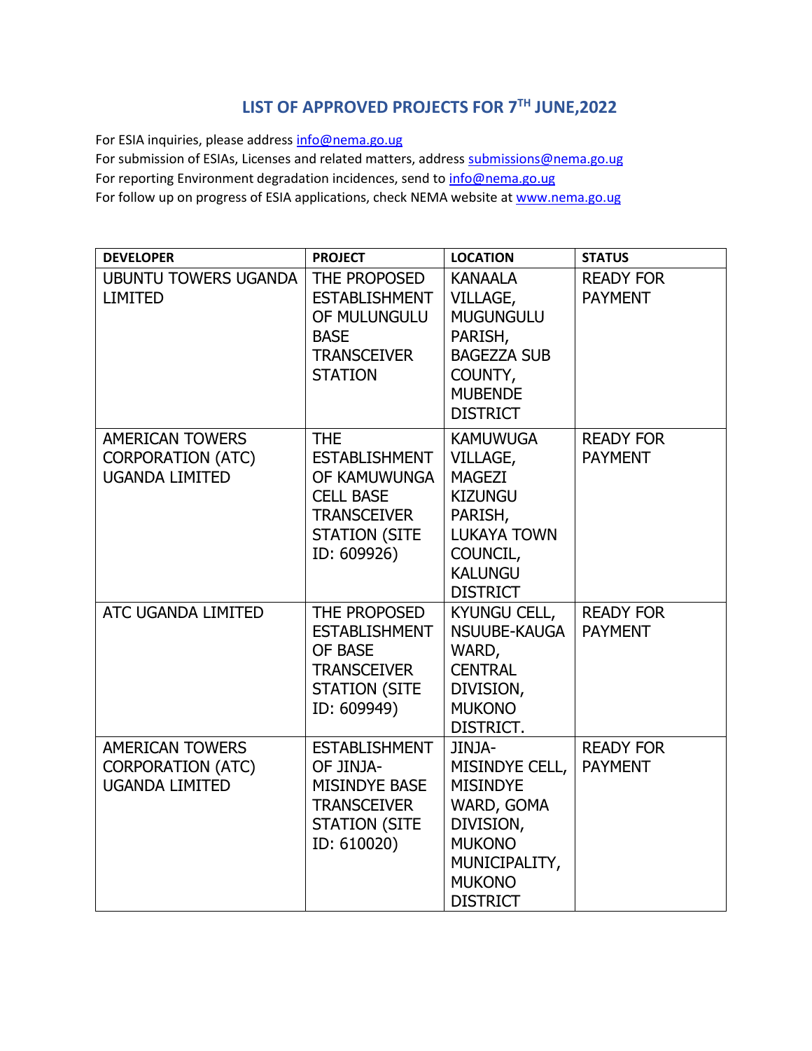# LIST OF APPROVED PROJECTS FOR 7TH JUNE,2022

For ESIA inquiries, please address info@nema.go.ug
For submission of ESIAs, Licenses and related matters, address submissions@nema.go.ug
For reporting Environment degradation incidences, send to info@nema.go.ug
For follow up on progress of ESIA applications, check NEMA website at www.nema.go.ug

| DEVELOPER | PROJECT | LOCATION | STATUS |
|---|---|---|---|
| UBUNTU TOWERS UGANDA LIMITED | THE PROPOSED ESTABLISHMENT OF MULUNGULU BASE TRANSCEIVER STATION | KANAALA VILLAGE, MUGUNGULU PARISH, BAGEZZA SUB COUNTY, MUBENDE DISTRICT | READY FOR PAYMENT |
| AMERICAN TOWERS CORPORATION (ATC) UGANDA LIMITED | THE ESTABLISHMENT OF KAMUWUNGA CELL BASE TRANSCEIVER STATION (SITE ID: 609926) | KAMUWUGA VILLAGE, MAGEZI KIZUNGU PARISH, LUKAYA TOWN COUNCIL, KALUNGU DISTRICT | READY FOR PAYMENT |
| ATC UGANDA LIMITED | THE PROPOSED ESTABLISHMENT OF BASE TRANSCEIVER STATION (SITE ID: 609949) | KYUNGU CELL, NSUUBE-KAUGA WARD, CENTRAL DIVISION, MUKONO DISTRICT. | READY FOR PAYMENT |
| AMERICAN TOWERS CORPORATION (ATC) UGANDA LIMITED | ESTABLISHMENT OF JINJA-MISINDYE BASE TRANSCEIVER STATION (SITE ID: 610020) | JINJA-MISINDYE CELL, MISINDYE WARD, GOMA DIVISION, MUKONO MUNICIPALITY, MUKONO DISTRICT | READY FOR PAYMENT |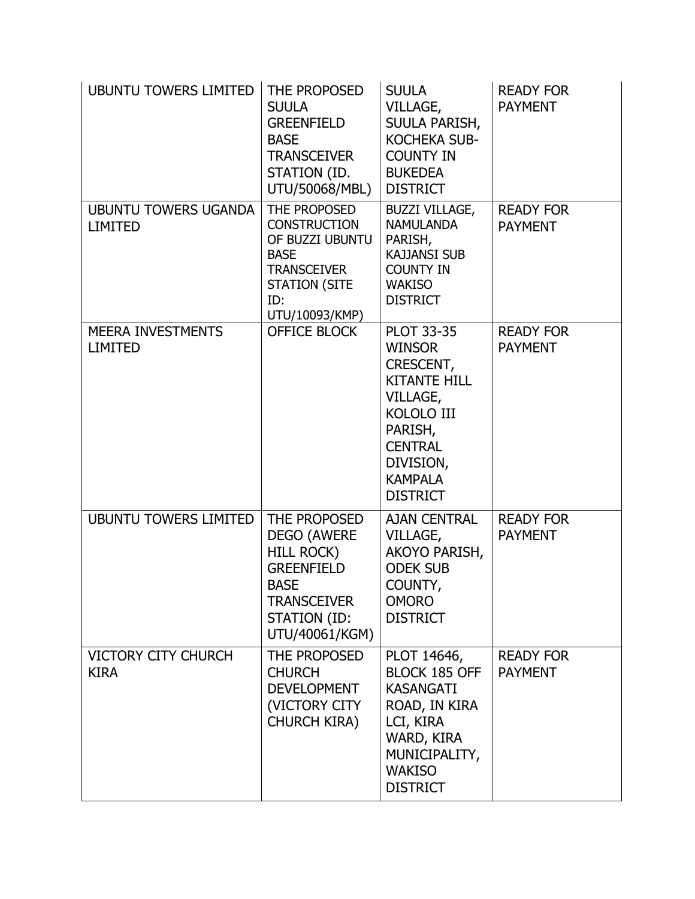| UBUNTU TOWERS LIMITED | THE PROPOSED SUULA GREENFIELD BASE TRANSCEIVER STATION (ID. UTU/50068/MBL) | SUULA VILLAGE, SUULA PARISH, KOCHEKA SUB-COUNTY IN BUKEDEA DISTRICT | READY FOR PAYMENT |
|---|---|---|---|
| UBUNTU TOWERS UGANDA LIMITED | THE PROPOSED CONSTRUCTION OF BUZZI UBUNTU BASE TRANSCEIVER STATION (SITE ID: UTU/10093/KMP) | BUZZI VILLAGE, NAMULANDA PARISH, KAJJANSI SUB COUNTY IN WAKISO DISTRICT | READY FOR PAYMENT |
| MEERA INVESTMENTS LIMITED | OFFICE BLOCK | PLOT 33-35 WINSOR CRESCENT, KITANTE HILL VILLAGE, KOLOLO III PARISH, CENTRAL DIVISION, KAMPALA DISTRICT | READY FOR PAYMENT |
| UBUNTU TOWERS LIMITED | THE PROPOSED DEGO (AWERE HILL ROCK) GREENFIELD BASE TRANSCEIVER STATION (ID: UTU/40061/KGM) | AJAN CENTRAL VILLAGE, AKOYO PARISH, ODEK SUB COUNTY, OMORO DISTRICT | READY FOR PAYMENT |
| VICTORY CITY CHURCH KIRA | THE PROPOSED CHURCH DEVELOPMENT (VICTORY CITY CHURCH KIRA) | PLOT 14646, BLOCK 185 OFF KASANGATI ROAD, IN KIRA LCI, KIRA WARD, KIRA MUNICIPALITY, WAKISO DISTRICT | READY FOR PAYMENT |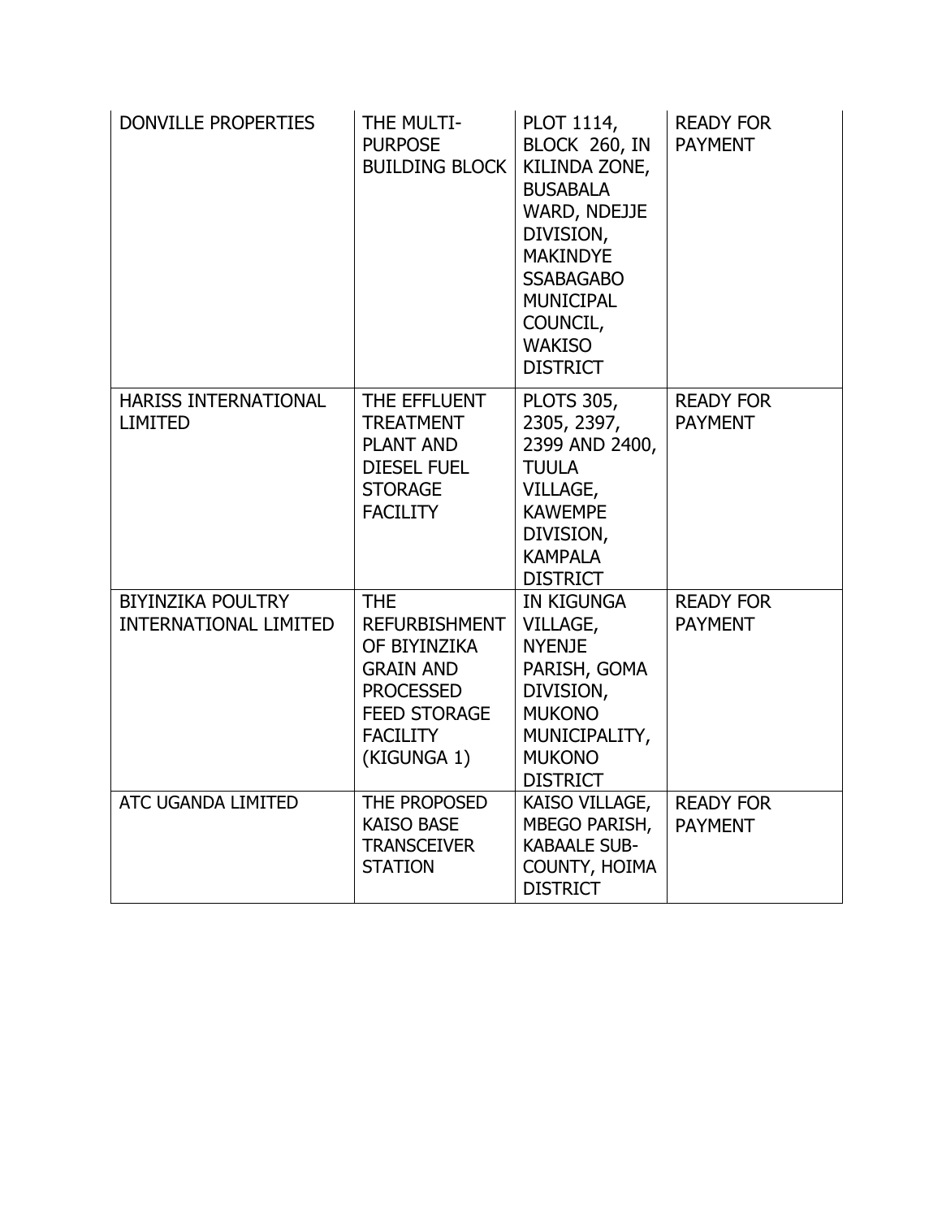| | | | |
|---|---|---|---|
| DONVILLE PROPERTIES | THE MULTI-PURPOSE BUILDING BLOCK | PLOT 1114, BLOCK 260, IN KILINDA ZONE, BUSABALA WARD, NDEJJE DIVISION, MAKINDYE SSABAGABO MUNICIPAL COUNCIL, WAKISO DISTRICT | READY FOR PAYMENT |
| HARISS INTERNATIONAL LIMITED | THE EFFLUENT TREATMENT PLANT AND DIESEL FUEL STORAGE FACILITY | PLOTS 305, 2305, 2397, 2399 AND 2400, TUULA VILLAGE, KAWEMPE DIVISION, KAMPALA DISTRICT | READY FOR PAYMENT |
| BIYINZIKA POULTRY INTERNATIONAL LIMITED | THE REFURBISHMENT OF BIYINZIKA GRAIN AND PROCESSED FEED STORAGE FACILITY (KIGUNGA 1) | IN KIGUNGA VILLAGE, NYENJE PARISH, GOMA DIVISION, MUKONO MUNICIPALITY, MUKONO DISTRICT | READY FOR PAYMENT |
| ATC UGANDA LIMITED | THE PROPOSED KAISO BASE TRANSCEIVER STATION | KAISO VILLAGE, MBEGO PARISH, KABAALE SUB-COUNTY, HOIMA DISTRICT | READY FOR PAYMENT |